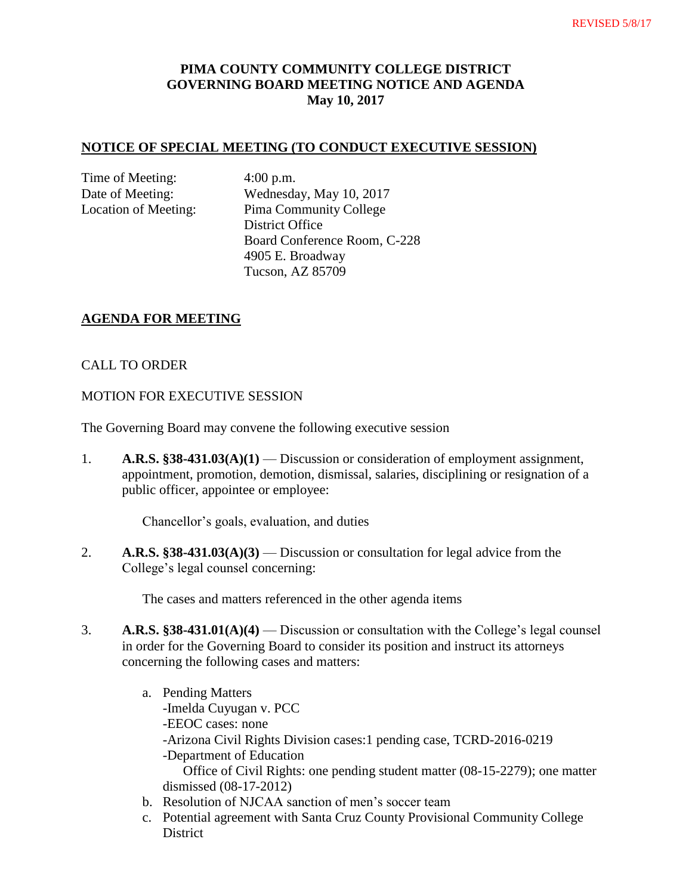REVISED 5/8/17

# PIMA COUNTY COMMUNITY COLLEGE DISTRICT
# GOVERNING BOARD MEETING NOTICE AND AGENDA
# May 10, 2017

## NOTICE OF SPECIAL MEETING (TO CONDUCT EXECUTIVE SESSION)

| | |
|---|---|
| Time of Meeting: | 4:00 p.m. |
| Date of Meeting: | Wednesday, May 10, 2017 |
| Location of Meeting: | Pima Community College<br>District Office<br>Board Conference Room, C-228<br>4905 E. Broadway<br>Tucson, AZ 85709 |

## AGENDA FOR MEETING

CALL TO ORDER

MOTION FOR EXECUTIVE SESSION

The Governing Board may convene the following executive session

1. **A.R.S. §38-431.03(A)(1)** — Discussion or consideration of employment assignment, appointment, promotion, demotion, dismissal, salaries, disciplining or resignation of a public officer, appointee or employee:

   Chancellor's goals, evaluation, and duties

2. **A.R.S. §38-431.03(A)(3)** — Discussion or consultation for legal advice from the College's legal counsel concerning:

   The cases and matters referenced in the other agenda items

3. **A.R.S. §38-431.01(A)(4)** — Discussion or consultation with the College's legal counsel in order for the Governing Board to consider its position and instruct its attorneys concerning the following cases and matters:

   a. Pending Matters
      -Imelda Cuyugan v. PCC
      -EEOC cases: none
      -Arizona Civil Rights Division cases:1 pending case, TCRD-2016-0219
      -Department of Education
        Office of Civil Rights: one pending student matter (08-15-2279); one matter dismissed (08-17-2012)
   b. Resolution of NJCAA sanction of men's soccer team
   c. Potential agreement with Santa Cruz County Provisional Community College District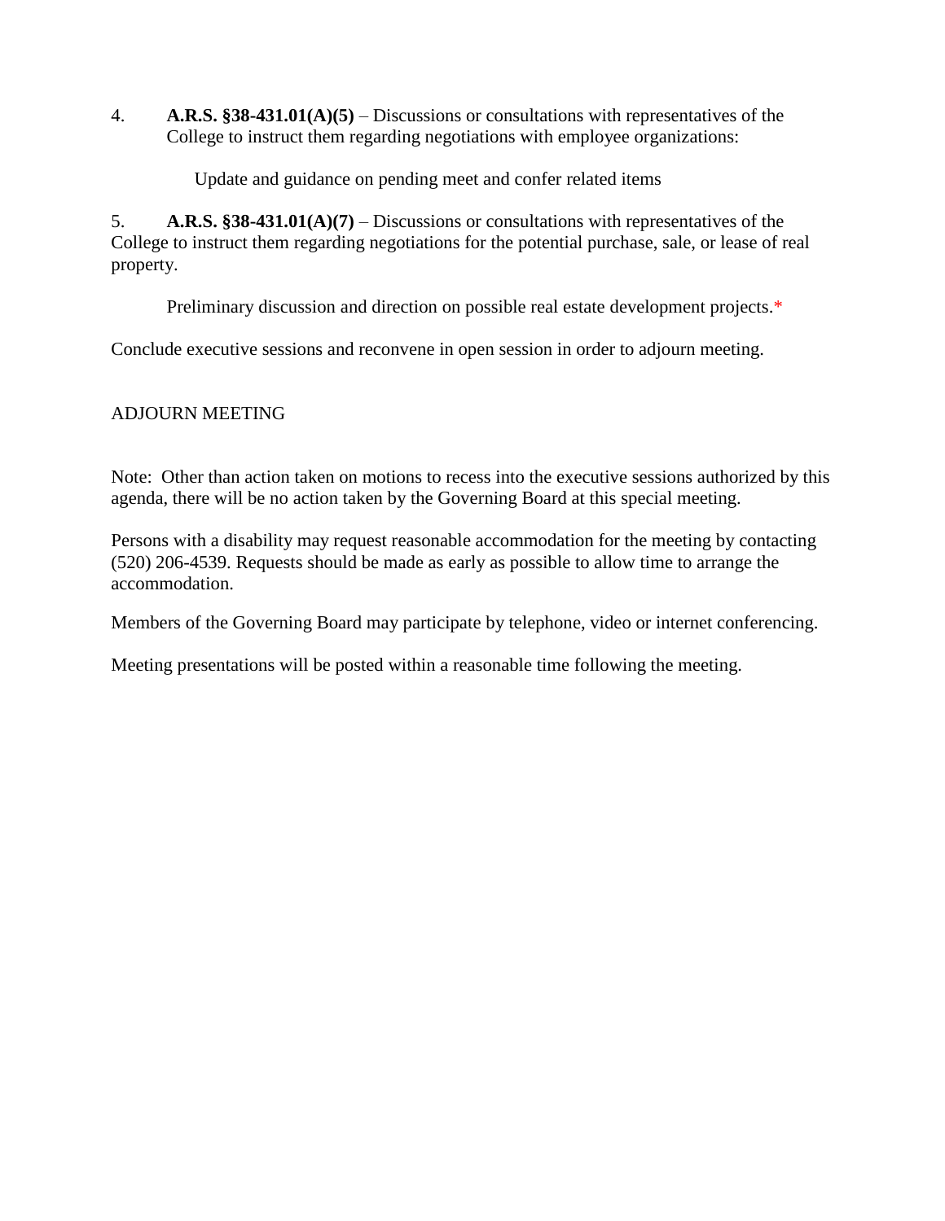4. **A.R.S. §38-431.01(A)(5)** – Discussions or consultations with representatives of the College to instruct them regarding negotiations with employee organizations:

   Update and guidance on pending meet and confer related items

5. **A.R.S. §38-431.01(A)(7)** – Discussions or consultations with representatives of the College to instruct them regarding negotiations for the potential purchase, sale, or lease of real property.

   Preliminary discussion and direction on possible real estate development projects.*

Conclude executive sessions and reconvene in open session in order to adjourn meeting.

ADJOURN MEETING

Note: Other than action taken on motions to recess into the executive sessions authorized by this agenda, there will be no action taken by the Governing Board at this special meeting.

Persons with a disability may request reasonable accommodation for the meeting by contacting (520) 206-4539. Requests should be made as early as possible to allow time to arrange the accommodation.

Members of the Governing Board may participate by telephone, video or internet conferencing.

Meeting presentations will be posted within a reasonable time following the meeting.